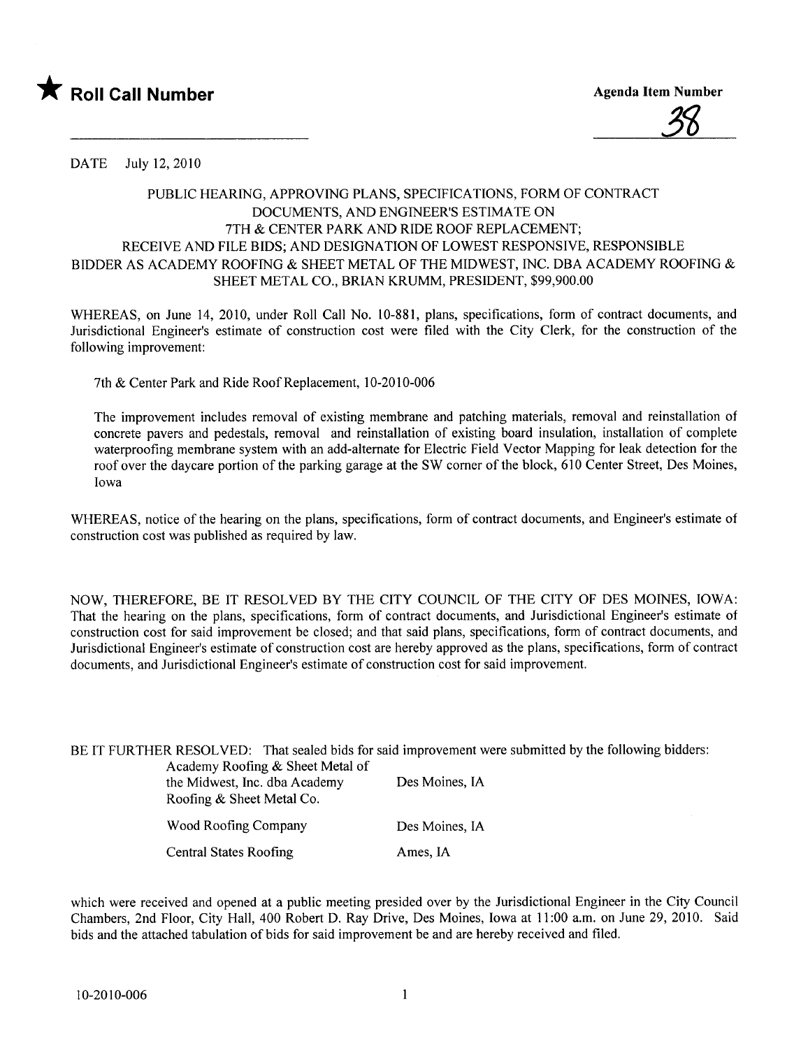★ **Roll Call Number** &nbsp;&nbsp;&nbsp;&nbsp;&nbsp;&nbsp;&nbsp;&nbsp; **Agenda Item Number**

38

DATE July 12, 2010

PUBLIC HEARING, APPROVING PLANS, SPECIFICATIONS, FORM OF CONTRACT DOCUMENTS, AND ENGINEER'S ESTIMATE ON 7TH & CENTER PARK AND RIDE ROOF REPLACEMENT; RECEIVE AND FILE BIDS; AND DESIGNATION OF LOWEST RESPONSIVE, RESPONSIBLE BIDDER AS ACADEMY ROOFING & SHEET METAL OF THE MIDWEST, INC. DBA ACADEMY ROOFING & SHEET METAL CO., BRIAN KRUMM, PRESIDENT, $99,900.00

WHEREAS, on June 14, 2010, under Roll Call No. 10-881, plans, specifications, form of contract documents, and Jurisdictional Engineer's estimate of construction cost were filed with the City Clerk, for the construction of the following improvement:

7th & Center Park and Ride Roof Replacement, 10-2010-006

The improvement includes removal of existing membrane and patching materials, removal and reinstallation of concrete pavers and pedestals, removal and reinstallation of existing board insulation, installation of complete waterproofing membrane system with an add-alternate for Electric Field Vector Mapping for leak detection for the roof over the daycare portion of the parking garage at the SW corner of the block, 610 Center Street, Des Moines, Iowa

WHEREAS, notice of the hearing on the plans, specifications, form of contract documents, and Engineer's estimate of construction cost was published as required by law.

NOW, THEREFORE, BE IT RESOLVED BY THE CITY COUNCIL OF THE CITY OF DES MOINES, IOWA: That the hearing on the plans, specifications, form of contract documents, and Jurisdictional Engineer's estimate of construction cost for said improvement be closed; and that said plans, specifications, form of contract documents, and Jurisdictional Engineer's estimate of construction cost are hereby approved as the plans, specifications, form of contract documents, and Jurisdictional Engineer's estimate of construction cost for said improvement.

BE IT FURTHER RESOLVED: That sealed bids for said improvement were submitted by the following bidders:

| | |
|---|---|
| Academy Roofing & Sheet Metal of the Midwest, Inc. dba Academy Roofing & Sheet Metal Co. | Des Moines, IA |
| Wood Roofing Company | Des Moines, IA |
| Central States Roofing | Ames, IA |

which were received and opened at a public meeting presided over by the Jurisdictional Engineer in the City Council Chambers, 2nd Floor, City Hall, 400 Robert D. Ray Drive, Des Moines, Iowa at 11:00 a.m. on June 29, 2010. Said bids and the attached tabulation of bids for said improvement be and are hereby received and filed.

10-2010-006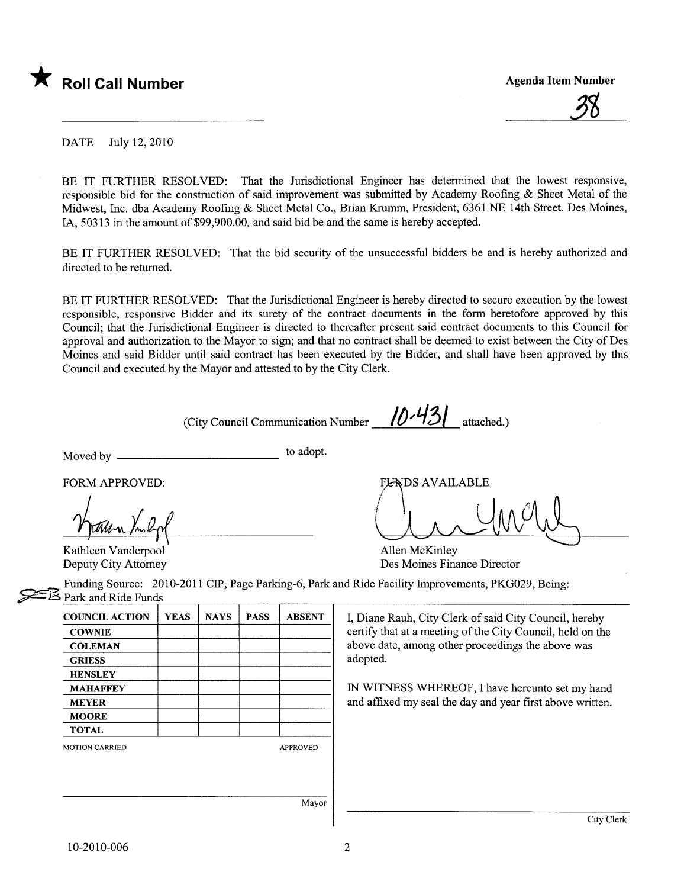★ **Roll Call Number**

**Agenda Item Number**

38

DATE July 12, 2010

BE IT FURTHER RESOLVED: That the Jurisdictional Engineer has determined that the lowest responsive, responsible bid for the construction of said improvement was submitted by Academy Roofing & Sheet Metal of the Midwest, Inc. dba Academy Roofing & Sheet Metal Co., Brian Krumm, President, 6361 NE 14th Street, Des Moines, IA, 50313 in the amount of $99,900.00, and said bid be and the same is hereby accepted.

BE IT FURTHER RESOLVED: That the bid security of the unsuccessful bidders be and is hereby authorized and directed to be returned.

BE IT FURTHER RESOLVED: That the Jurisdictional Engineer is hereby directed to secure execution by the lowest responsible, responsive Bidder and its surety of the contract documents in the form heretofore approved by this Council; that the Jurisdictional Engineer is directed to thereafter present said contract documents to this Council for approval and authorization to the Mayor to sign; and that no contract shall be deemed to exist between the City of Des Moines and said Bidder until said contract has been executed by the Bidder, and shall have been approved by this Council and executed by the Mayor and attested to by the City Clerk.

(City Council Communication Number 10-431 attached.)

Moved by ______________________ to adopt.

FORM APPROVED:

Kathleen Vanderpool
Deputy City Attorney

FUNDS AVAILABLE

Allen McKinley
Des Moines Finance Director

Funding Source: 2010-2011 CIP, Page Parking-6, Park and Ride Facility Improvements, PKG029, Being: Park and Ride Funds

| COUNCIL ACTION | YEAS | NAYS | PASS | ABSENT |
|---|---|---|---|---|
| COWNIE | | | | |
| COLEMAN | | | | |
| GRIESS | | | | |
| HENSLEY | | | | |
| MAHAFFEY | | | | |
| MEYER | | | | |
| MOORE | | | | |
| TOTAL | | | | |

MOTION CARRIED APPROVED

______________________ Mayor

I, Diane Rauh, City Clerk of said City Council, hereby certify that at a meeting of the City Council, held on the above date, among other proceedings the above was adopted.

IN WITNESS WHEREOF, I have hereunto set my hand and affixed my seal the day and year first above written.

______________________ City Clerk

10-2010-006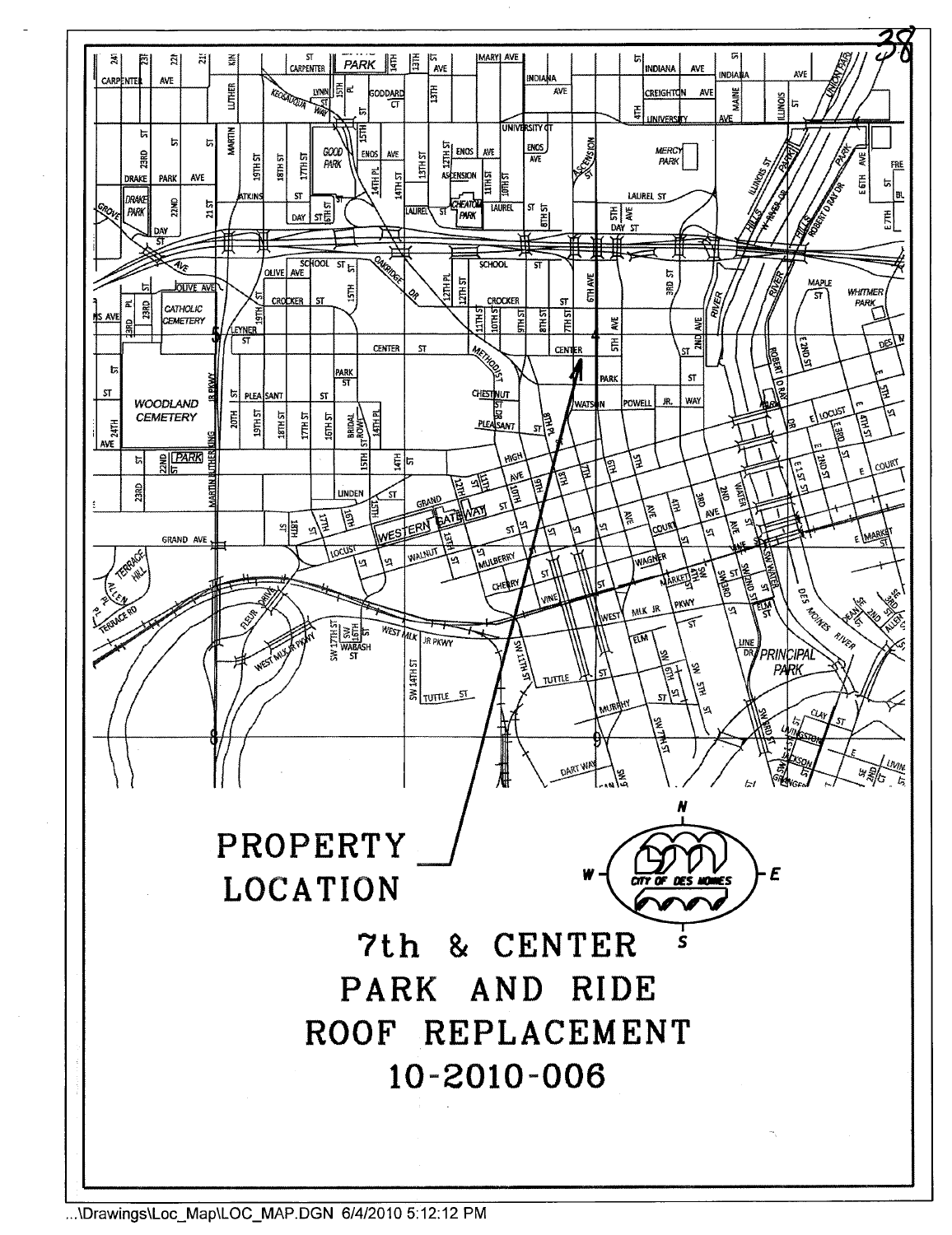PROPERTY LOCATION

# 7th & CENTER PARK AND RIDE ROOF REPLACEMENT 10-2010-006

...\Drawings\Loc_Map\LOC_MAP.DGN 6/4/2010 5:12:12 PM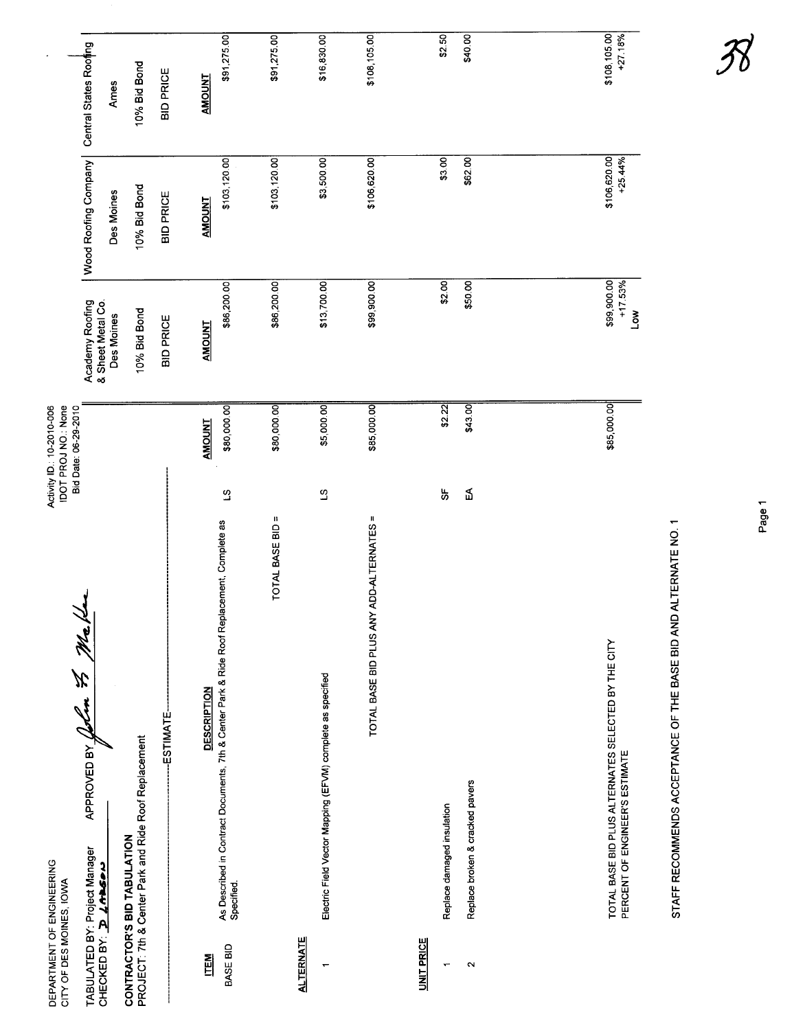DEPARTMENT OF ENGINEERING
CITY OF DES MOINES, IOWA

Activity ID: 10-2010-006
IDOT PROJ NO.: None
Bid Date: 06-29-2010

TABULATED BY: Project Manager APPROVED BY: John S. Mahler
CHECKED BY: D LARSON

**CONTRACTOR'S BID TABULATION**
PROJECT: 7th & Center Park and Ride Roof Replacement

| ITEM | DESCRIPTION | | ESTIMATE AMOUNT | Academy Roofing & Sheet Metal Co. Des Moines 10% Bid Bond BID PRICE AMOUNT | Wood Roofing Company Des Moines 10% Bid Bond BID PRICE AMOUNT | Central States Roofing Ames 10% Bid Bond BID PRICE AMOUNT |
|---|---|---|---|---|---|---|
| BASE BID | As Described in Contract Documents, 7th & Center Park & Ride Roof Replacement, Complete as Specified. | LS | $80,000.00 | $86,200.00 | $103,120.00 | $91,275.00 |
| | TOTAL BASE BID = | | $80,000.00 | $86,200.00 | $103,120.00 | $91,275.00 |
| **ALTERNATE** | | | | | | |
| 1 | Electric Field Vector Mapping (EFVM) complete as specified | LS | $5,000.00 | $13,700.00 | $3,500.00 | $16,830.00 |
| | TOTAL BASE BID PLUS ANY ADD-ALTERNATES = | | $85,000.00 | $99,900.00 | $106,620.00 | $108,105.00 |
| **UNIT PRICE** | | | | | | |
| 1 | Replace damaged insulation | SF | $2.22 | $2.00 | $3.00 | $2.50 |
| 2 | Replace broken & cracked pavers | EA | $43.00 | $50.00 | $62.00 | $40.00 |
| | TOTAL BASE BID PLUS ALTERNATES SELECTED BY THE CITY<br>PERCENT OF ENGINEER'S ESTIMATE | | $85,000.00 | $99,900.00<br>+17.53%<br>Low | $106,620.00<br>+25.44% | $108,105.00<br>+27.18% |

STAFF RECOMMENDS ACCEPTANCE OF THE BASE BID AND ALTERNATE NO. 1

38